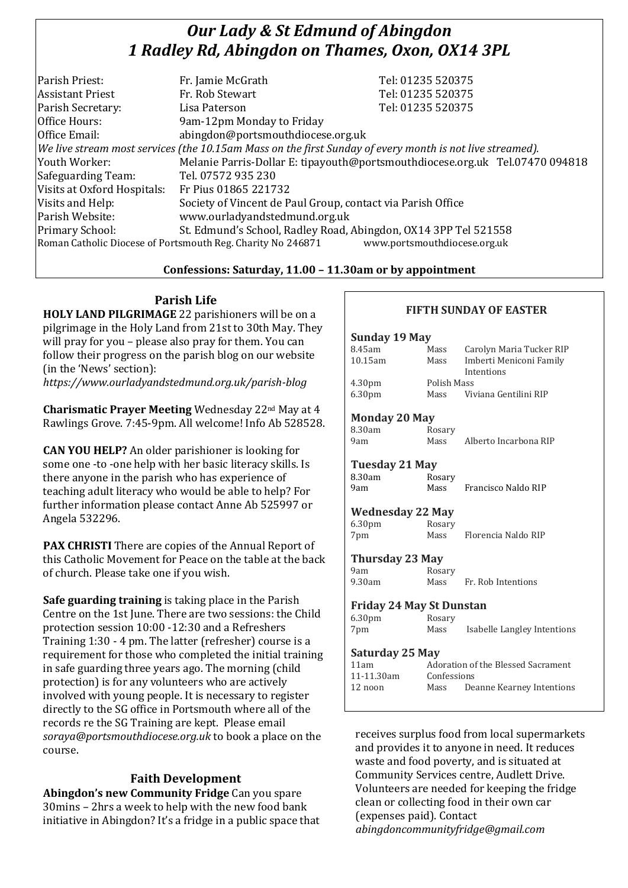# *Our Lady & St Edmund of Abingdon*
# *1 Radley Rd, Abingdon on Thames, Oxon, OX14 3PL*

| | | |
|---|---|---|
| Parish Priest: | Fr. Jamie McGrath | Tel: 01235 520375 |
| Assistant Priest | Fr. Rob Stewart | Tel: 01235 520375 |
| Parish Secretary: | Lisa Paterson | Tel: 01235 520375 |
| Office Hours: | 9am-12pm Monday to Friday | |
| Office Email: | abingdon@portsmouthdiocese.org.uk | |

*We live stream most services (the 10.15am Mass on the first Sunday of every month is not live streamed).*

| | |
|---|---|
| Youth Worker: | Melanie Parris-Dollar E: tipayouth@portsmouthdiocese.org.uk Tel.07470 094818 |
| Safeguarding Team: | Tel. 07572 935 230 |
| Visits at Oxford Hospitals: | Fr Pius 01865 221732 |
| Visits and Help: | Society of Vincent de Paul Group, contact via Parish Office |
| Parish Website: | www.ourladyandstedmund.org.uk |
| Primary School: | St. Edmund's School, Radley Road, Abingdon, OX14 3PP Tel 521558 |

Roman Catholic Diocese of Portsmouth Reg. Charity No 246871 www.portsmouthdiocese.org.uk

**Confessions: Saturday, 11.00 – 11.30am or by appointment**

## Parish Life

**HOLY LAND PILGRIMAGE** 22 parishioners will be on a pilgrimage in the Holy Land from 21st to 30th May. They will pray for you – please also pray for them. You can follow their progress on the parish blog on our website (in the 'News' section):
*https://www.ourladyandstedmund.org.uk/parish-blog*

**Charismatic Prayer Meeting** Wednesday 22nd May at 4 Rawlings Grove. 7:45-9pm. All welcome! Info Ab 528528.

**CAN YOU HELP?** An older parishioner is looking for some one -to -one help with her basic literacy skills. Is there anyone in the parish who has experience of teaching adult literacy who would be able to help? For further information please contact Anne Ab 525997 or Angela 532296.

**PAX CHRISTI** There are copies of the Annual Report of this Catholic Movement for Peace on the table at the back of church. Please take one if you wish.

**Safe guarding training** is taking place in the Parish Centre on the 1st June. There are two sessions: the Child protection session 10:00 -12:30 and a Refreshers Training 1:30 - 4 pm. The latter (refresher) course is a requirement for those who completed the initial training in safe guarding three years ago. The morning (child protection) is for any volunteers who are actively involved with young people. It is necessary to register directly to the SG office in Portsmouth where all of the records re the SG Training are kept. Please email *soraya@portsmouthdiocese.org.uk* to book a place on the course.

## Faith Development

**Abingdon's new Community Fridge** Can you spare 30mins – 2hrs a week to help with the new food bank initiative in Abingdon? It's a fridge in a public space that receives surplus food from local supermarkets and provides it to anyone in need. It reduces waste and food poverty, and is situated at Community Services centre, Audlett Drive. Volunteers are needed for keeping the fridge clean or collecting food in their own car (expenses paid). Contact *abingdoncommunityfridge@gmail.com*

## FIFTH SUNDAY OF EASTER

**Sunday 19 May**

| | | |
|---|---|---|
| 8.45am | Mass | Carolyn Maria Tucker RIP |
| 10.15am | Mass | Imberti Meniconi Family Intentions |
| 4.30pm | Polish Mass | |
| 6.30pm | Mass | Viviana Gentilini RIP |

**Monday 20 May**

| | | |
|---|---|---|
| 8.30am | Rosary | |
| 9am | Mass | Alberto Incarbona RIP |

**Tuesday 21 May**

| | | |
|---|---|---|
| 8.30am | Rosary | |
| 9am | Mass | Francisco Naldo RIP |

**Wednesday 22 May**

| | | |
|---|---|---|
| 6.30pm | Rosary | |
| 7pm | Mass | Florencia Naldo RIP |

**Thursday 23 May**

| | | |
|---|---|---|
| 9am | Rosary | |
| 9.30am | Mass | Fr. Rob Intentions |

**Friday 24 May St Dunstan**

| | | |
|---|---|---|
| 6.30pm | Rosary | |
| 7pm | Mass | Isabelle Langley Intentions |

**Saturday 25 May**

| | | |
|---|---|---|
| 11am | Adoration of the Blessed Sacrament | |
| 11-11.30am | Confessions | |
| 12 noon | Mass | Deanne Kearney Intentions |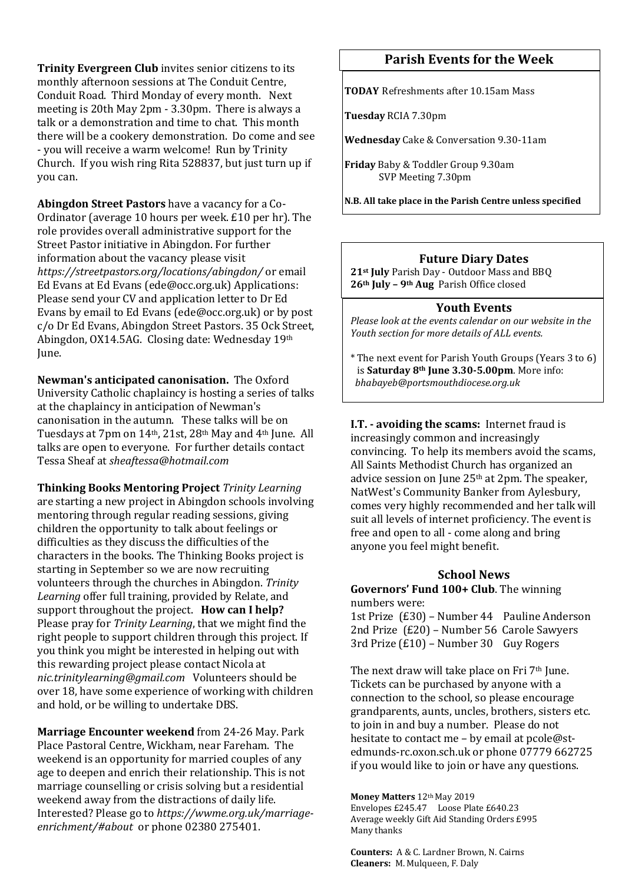**Trinity Evergreen Club** invites senior citizens to its monthly afternoon sessions at The Conduit Centre, Conduit Road. Third Monday of every month. Next meeting is 20th May 2pm - 3.30pm. There is always a talk or a demonstration and time to chat. This month there will be a cookery demonstration. Do come and see - you will receive a warm welcome! Run by Trinity Church. If you wish ring Rita 528837, but just turn up if you can.

**Abingdon Street Pastors** have a vacancy for a Co-Ordinator (average 10 hours per week. £10 per hr). The role provides overall administrative support for the Street Pastor initiative in Abingdon. For further information about the vacancy please visit *https://streetpastors.org/locations/abingdon/* or email Ed Evans at Ed Evans (ede@occ.org.uk) Applications: Please send your CV and application letter to Dr Ed Evans by email to Ed Evans (ede@occ.org.uk) or by post c/o Dr Ed Evans, Abingdon Street Pastors. 35 Ock Street, Abingdon, OX14.5AG. Closing date: Wednesday 19th June.

**Newman's anticipated canonisation.** The Oxford University Catholic chaplaincy is hosting a series of talks at the chaplaincy in anticipation of Newman's canonisation in the autumn. These talks will be on Tuesdays at 7pm on 14th, 21st, 28th May and 4th June. All talks are open to everyone. For further details contact Tessa Sheaf at *sheaftessa@hotmail.com*

**Thinking Books Mentoring Project** *Trinity Learning* are starting a new project in Abingdon schools involving mentoring through regular reading sessions, giving children the opportunity to talk about feelings or difficulties as they discuss the difficulties of the characters in the books. The Thinking Books project is starting in September so we are now recruiting volunteers through the churches in Abingdon. *Trinity Learning* offer full training, provided by Relate, and support throughout the project. **How can I help?** Please pray for *Trinity Learning*, that we might find the right people to support children through this project. If you think you might be interested in helping out with this rewarding project please contact Nicola at *nic.trinitylearning@gmail.com* Volunteers should be over 18, have some experience of working with children and hold, or be willing to undertake DBS.

**Marriage Encounter weekend** from 24-26 May. Park Place Pastoral Centre, Wickham, near Fareham. The weekend is an opportunity for married couples of any age to deepen and enrich their relationship. This is not marriage counselling or crisis solving but a residential weekend away from the distractions of daily life. Interested? Please go to *https://wwme.org.uk/marriage-enrichment/#about* or phone 02380 275401.

## Parish Events for the Week

**TODAY** Refreshments after 10.15am Mass

**Tuesday** RCIA 7.30pm

**Wednesday** Cake & Conversation 9.30-11am

**Friday** Baby & Toddler Group 9.30am
SVP Meeting 7.30pm

**N.B. All take place in the Parish Centre unless specified**

### Future Diary Dates

**21st July** Parish Day - Outdoor Mass and BBQ
**26th July – 9th Aug** Parish Office closed

### Youth Events

*Please look at the events calendar on our website in the Youth section for more details of ALL events.*

* The next event for Parish Youth Groups (Years 3 to 6) is **Saturday 8th June 3.30-5.00pm**. More info: *bhabayeb@portsmouthdiocese.org.uk*

**I.T. - avoiding the scams:** Internet fraud is increasingly common and increasingly convincing. To help its members avoid the scams, All Saints Methodist Church has organized an advice session on June 25th at 2pm. The speaker, NatWest's Community Banker from Aylesbury, comes very highly recommended and her talk will suit all levels of internet proficiency. The event is free and open to all - come along and bring anyone you feel might benefit.

### School News

**Governors' Fund 100+ Club**. The winning numbers were:
1st Prize (£30) – Number 44 Pauline Anderson
2nd Prize (£20) – Number 56 Carole Sawyers
3rd Prize (£10) – Number 30 Guy Rogers

The next draw will take place on Fri 7th June. Tickets can be purchased by anyone with a connection to the school, so please encourage grandparents, aunts, uncles, brothers, sisters etc. to join in and buy a number. Please do not hesitate to contact me – by email at pcole@st-edmunds-rc.oxon.sch.uk or phone 07779 662725 if you would like to join or have any questions.

**Money Matters** 12th May 2019
Envelopes £245.47 Loose Plate £640.23
Average weekly Gift Aid Standing Orders £995
Many thanks

**Counters:** A & C. Lardner Brown, N. Cairns
**Cleaners:** M. Mulqueen, F. Daly